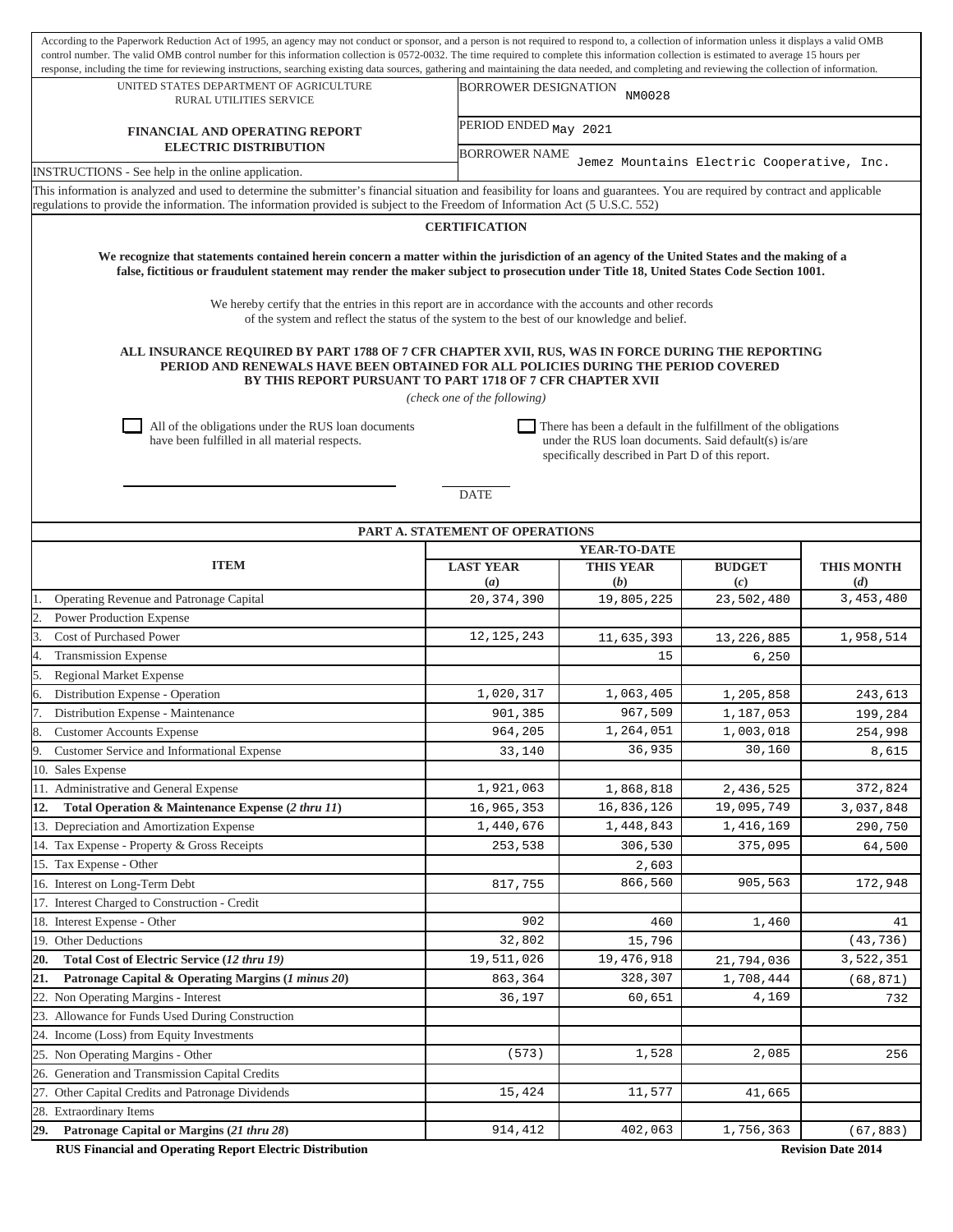According to the Paperwork Reduction Act of 1995, an agency may not conduct or sponsor, and a person is not required to respond to, a collection of information unless it displays a valid OMB control number. The valid OMB control number for this information collection is 0572-0032. The time required to complete this information collection is estimated to average 15 hours per response, including the time for reviewing instructions, searching existing data sources, gathering and maintaining the data needed, and completing and reviewing the collection of information.

| UNITED STATES DEPARTMENT OF AGRICULTURE RURAL UTILITIES SERVICE | BORROWER DESIGNATION NM0028 |
|---|---|
| **FINANCIAL AND OPERATING REPORT ELECTRIC DISTRIBUTION** | PERIOD ENDED May 2021 |
| | BORROWER NAME Jemez Mountains Electric Cooperative, Inc. |

INSTRUCTIONS - See help in the online application.

This information is analyzed and used to determine the submitter's financial situation and feasibility for loans and guarantees. You are required by contract and applicable regulations to provide the information. The information provided is subject to the Freedom of Information Act (5 U.S.C. 552)

## CERTIFICATION

**We recognize that statements contained herein concern a matter within the jurisdiction of an agency of the United States and the making of a false, fictitious or fraudulent statement may render the maker subject to prosecution under Title 18, United States Code Section 1001.**

We hereby certify that the entries in this report are in accordance with the accounts and other records of the system and reflect the status of the system to the best of our knowledge and belief.

**ALL INSURANCE REQUIRED BY PART 1788 OF 7 CFR CHAPTER XVII, RUS, WAS IN FORCE DURING THE REPORTING PERIOD AND RENEWALS HAVE BEEN OBTAINED FOR ALL POLICIES DURING THE PERIOD COVERED BY THIS REPORT PURSUANT TO PART 1718 OF 7 CFR CHAPTER XVII**

*(check one of the following)*

☐ All of the obligations under the RUS loan documents have been fulfilled in all material respects.

☐ There has been a default in the fulfillment of the obligations under the RUS loan documents. Said default(s) is/are specifically described in Part D of this report.

DATE

## PART A. STATEMENT OF OPERATIONS

| ITEM | YEAR-TO-DATE LAST YEAR (a) | THIS YEAR (b) | BUDGET (c) | THIS MONTH (d) |
|---|---|---|---|---|
| 1. Operating Revenue and Patronage Capital | 20,374,390 | 19,805,225 | 23,502,480 | 3,453,480 |
| 2. Power Production Expense | | | | |
| 3. Cost of Purchased Power | 12,125,243 | 11,635,393 | 13,226,885 | 1,958,514 |
| 4. Transmission Expense | | 15 | 6,250 | |
| 5. Regional Market Expense | | | | |
| 6. Distribution Expense - Operation | 1,020,317 | 1,063,405 | 1,205,858 | 243,613 |
| 7. Distribution Expense - Maintenance | 901,385 | 967,509 | 1,187,053 | 199,284 |
| 8. Customer Accounts Expense | 964,205 | 1,264,051 | 1,003,018 | 254,998 |
| 9. Customer Service and Informational Expense | 33,140 | 36,935 | 30,160 | 8,615 |
| 10. Sales Expense | | | | |
| 11. Administrative and General Expense | 1,921,063 | 1,868,818 | 2,436,525 | 372,824 |
| **12. Total Operation & Maintenance Expense (*2 thru 11*)** | 16,965,353 | 16,836,126 | 19,095,749 | 3,037,848 |
| 13. Depreciation and Amortization Expense | 1,440,676 | 1,448,843 | 1,416,169 | 290,750 |
| 14. Tax Expense - Property & Gross Receipts | 253,538 | 306,530 | 375,095 | 64,500 |
| 15. Tax Expense - Other | | 2,603 | | |
| 16. Interest on Long-Term Debt | 817,755 | 866,560 | 905,563 | 172,948 |
| 17. Interest Charged to Construction - Credit | | | | |
| 18. Interest Expense - Other | 902 | 460 | 1,460 | 41 |
| 19. Other Deductions | 32,802 | 15,796 | | (43,736) |
| **20. Total Cost of Electric Service (*12 thru 19*)** | 19,511,026 | 19,476,918 | 21,794,036 | 3,522,351 |
| **21. Patronage Capital & Operating Margins (*1 minus 20*)** | 863,364 | 328,307 | 1,708,444 | (68,871) |
| 22. Non Operating Margins - Interest | 36,197 | 60,651 | 4,169 | 732 |
| 23. Allowance for Funds Used During Construction | | | | |
| 24. Income (Loss) from Equity Investments | | | | |
| 25. Non Operating Margins - Other | (573) | 1,528 | 2,085 | 256 |
| 26. Generation and Transmission Capital Credits | | | | |
| 27. Other Capital Credits and Patronage Dividends | 15,424 | 11,577 | 41,665 | |
| 28. Extraordinary Items | | | | |
| **29. Patronage Capital or Margins (*21 thru 28*)** | 914,412 | 402,063 | 1,756,363 | (67,883) |

**RUS Financial and Operating Report Electric Distribution** **Revision Date 2014**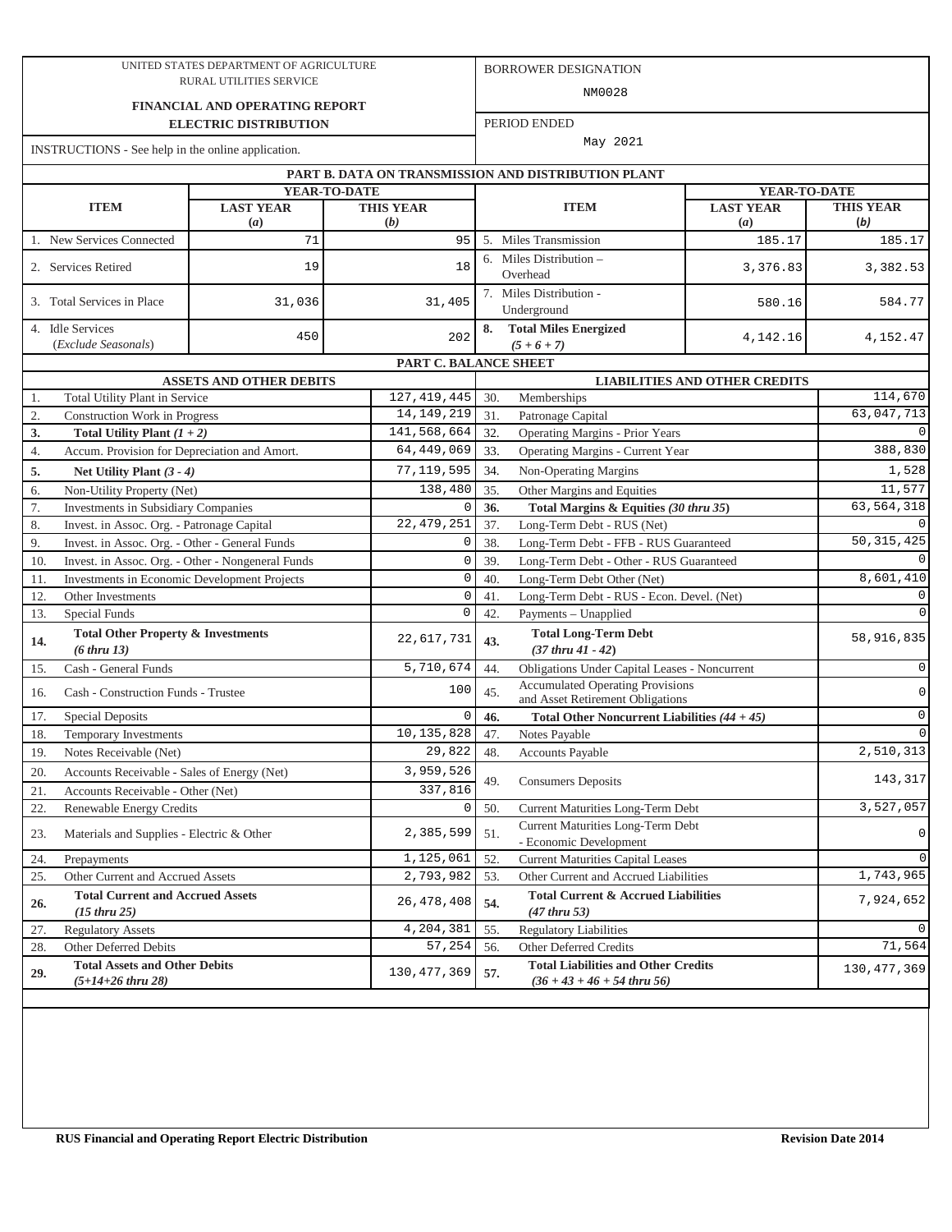| UNITED STATES DEPARTMENT OF AGRICULTURE<br>RURAL UTILITIES SERVICE<br>**FINANCIAL AND OPERATING REPORT**<br>**ELECTRIC DISTRIBUTION** | BORROWER DESIGNATION<br>NM0028 |
|---|---|
| INSTRUCTIONS - See help in the online application. | PERIOD ENDED<br>May 2021 |

## PART B. DATA ON TRANSMISSION AND DISTRIBUTION PLANT

| ITEM | YEAR-TO-DATE | | ITEM | YEAR-TO-DATE | |
|---|---|---|---|---|---|
| | LAST YEAR (*a*) | THIS YEAR (*b*) | | LAST YEAR (*a*) | THIS YEAR (*b*) |
| 1. New Services Connected | 71 | 95 | 5. Miles Transmission | 185.17 | 185.17 |
| 2. Services Retired | 19 | 18 | 6. Miles Distribution – Overhead | 3,376.83 | 3,382.53 |
| 3. Total Services in Place | 31,036 | 31,405 | 7. Miles Distribution - Underground | 580.16 | 584.77 |
| 4. Idle Services (*Exclude Seasonals*) | 450 | 202 | **8. Total Miles Energized** ***(5 + 6 + 7)*** | 4,142.16 | 4,152.47 |

## PART C. BALANCE SHEET

| ASSETS AND OTHER DEBITS | | | LIABILITIES AND OTHER CREDITS | | |
|---|---|---|---|---|---|
| 1. | Total Utility Plant in Service | 127,419,445 | 30. | Memberships | 114,670 |
| 2. | Construction Work in Progress | 14,149,219 | 31. | Patronage Capital | 63,047,713 |
| **3.** | **Total Utility Plant *(1 + 2)*** | 141,568,664 | 32. | Operating Margins - Prior Years | 0 |
| 4. | Accum. Provision for Depreciation and Amort. | 64,449,069 | 33. | Operating Margins - Current Year | 388,830 |
| **5.** | **Net Utility Plant *(3 - 4)*** | 77,119,595 | 34. | Non-Operating Margins | 1,528 |
| 6. | Non-Utility Property (Net) | 138,480 | 35. | Other Margins and Equities | 11,577 |
| 7. | Investments in Subsidiary Companies | 0 | **36.** | **Total Margins & Equities *(30 thru 35)*** | 63,564,318 |
| 8. | Invest. in Assoc. Org. - Patronage Capital | 22,479,251 | 37. | Long-Term Debt - RUS (Net) | 0 |
| 9. | Invest. in Assoc. Org. - Other - General Funds | 0 | 38. | Long-Term Debt - FFB - RUS Guaranteed | 50,315,425 |
| 10. | Invest. in Assoc. Org. - Other - Nongeneral Funds | 0 | 39. | Long-Term Debt - Other - RUS Guaranteed | 0 |
| 11. | Investments in Economic Development Projects | 0 | 40. | Long-Term Debt Other (Net) | 8,601,410 |
| 12. | Other Investments | 0 | 41. | Long-Term Debt - RUS - Econ. Devel. (Net) | 0 |
| 13. | Special Funds | 0 | 42. | Payments – Unapplied | 0 |
| **14.** | **Total Other Property & Investments** ***(6 thru 13)*** | 22,617,731 | **43.** | **Total Long-Term Debt** ***(37 thru 41 - 42)*** | 58,916,835 |
| 15. | Cash - General Funds | 5,710,674 | 44. | Obligations Under Capital Leases - Noncurrent | 0 |
| 16. | Cash - Construction Funds - Trustee | 100 | 45. | Accumulated Operating Provisions and Asset Retirement Obligations | 0 |
| 17. | Special Deposits | 0 | **46.** | **Total Other Noncurrent Liabilities *(44 + 45)*** | 0 |
| 18. | Temporary Investments | 10,135,828 | 47. | Notes Payable | 0 |
| 19. | Notes Receivable (Net) | 29,822 | 48. | Accounts Payable | 2,510,313 |
| 20. | Accounts Receivable - Sales of Energy (Net) | 3,959,526 | 49. | Consumers Deposits | 143,317 |
| 21. | Accounts Receivable - Other (Net) | 337,816 | | | |
| 22. | Renewable Energy Credits | 0 | 50. | Current Maturities Long-Term Debt | 3,527,057 |
| 23. | Materials and Supplies - Electric & Other | 2,385,599 | 51. | Current Maturities Long-Term Debt - Economic Development | 0 |
| 24. | Prepayments | 1,125,061 | 52. | Current Maturities Capital Leases | 0 |
| 25. | Other Current and Accrued Assets | 2,793,982 | 53. | Other Current and Accrued Liabilities | 1,743,965 |
| **26.** | **Total Current and Accrued Assets** ***(15 thru 25)*** | 26,478,408 | **54.** | **Total Current & Accrued Liabilities** ***(47 thru 53)*** | 7,924,652 |
| 27. | Regulatory Assets | 4,204,381 | 55. | Regulatory Liabilities | 0 |
| 28. | Other Deferred Debits | 57,254 | 56. | Other Deferred Credits | 71,564 |
| **29.** | **Total Assets and Other Debits** ***(5+14+26 thru 28)*** | 130,477,369 | **57.** | **Total Liabilities and Other Credits** ***(36 + 43 + 46 + 54 thru 56)*** | 130,477,369 |

**RUS Financial and Operating Report Electric Distribution** **Revision Date 2014**